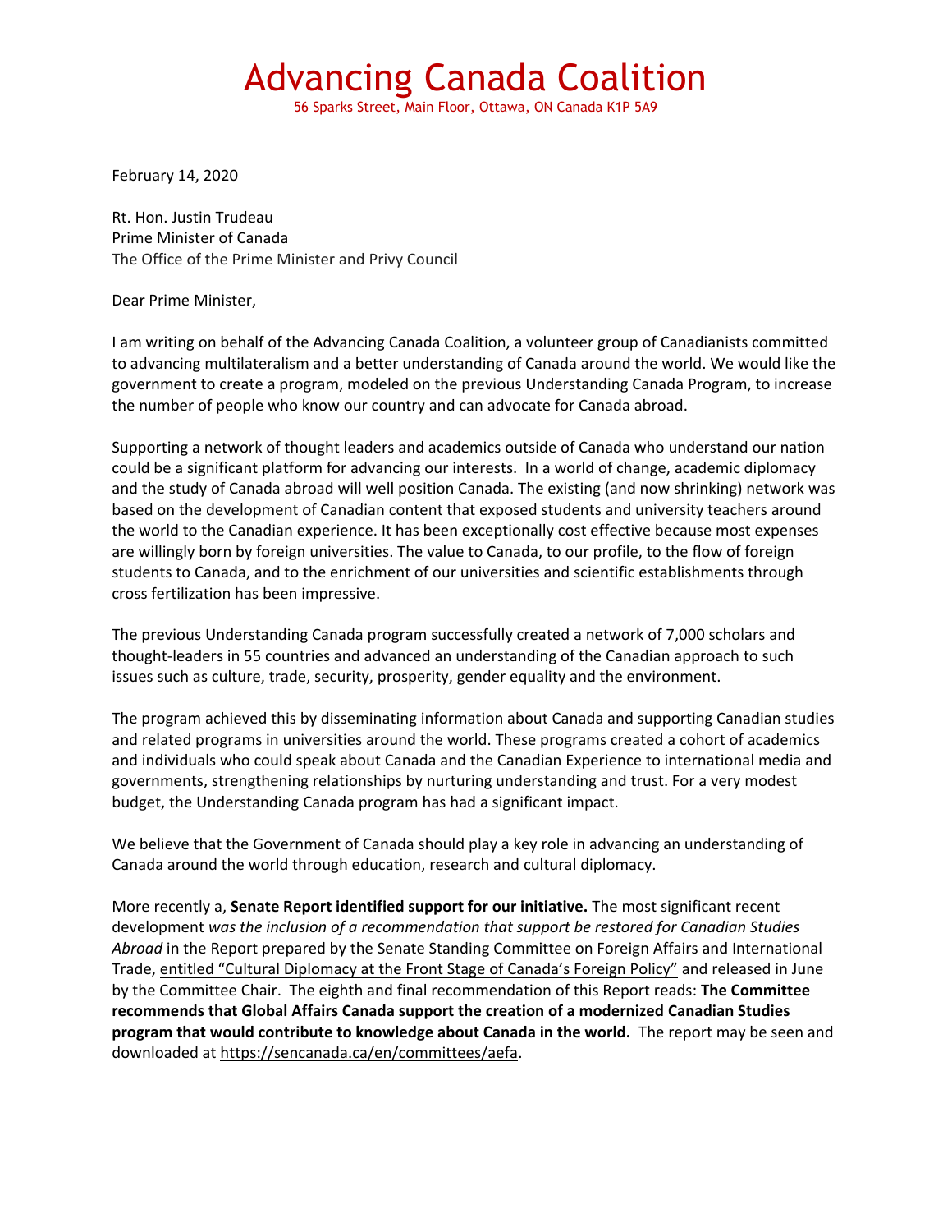# Advancing Canada Coalition

56 Sparks Street, Main Floor, Ottawa, ON Canada K1P 5A9

February 14, 2020

Rt. Hon. Justin Trudeau
Prime Minister of Canada
The Office of the Prime Minister and Privy Council

Dear Prime Minister,

I am writing on behalf of the Advancing Canada Coalition, a volunteer group of Canadianists committed to advancing multilateralism and a better understanding of Canada around the world. We would like the government to create a program, modeled on the previous Understanding Canada Program, to increase the number of people who know our country and can advocate for Canada abroad.

Supporting a network of thought leaders and academics outside of Canada who understand our nation could be a significant platform for advancing our interests. In a world of change, academic diplomacy and the study of Canada abroad will well position Canada. The existing (and now shrinking) network was based on the development of Canadian content that exposed students and university teachers around the world to the Canadian experience. It has been exceptionally cost effective because most expenses are willingly born by foreign universities. The value to Canada, to our profile, to the flow of foreign students to Canada, and to the enrichment of our universities and scientific establishments through cross fertilization has been impressive.

The previous Understanding Canada program successfully created a network of 7,000 scholars and thought-leaders in 55 countries and advanced an understanding of the Canadian approach to such issues such as culture, trade, security, prosperity, gender equality and the environment.

The program achieved this by disseminating information about Canada and supporting Canadian studies and related programs in universities around the world. These programs created a cohort of academics and individuals who could speak about Canada and the Canadian Experience to international media and governments, strengthening relationships by nurturing understanding and trust. For a very modest budget, the Understanding Canada program has had a significant impact.

We believe that the Government of Canada should play a key role in advancing an understanding of Canada around the world through education, research and cultural diplomacy.

More recently a, **Senate Report identified support for our initiative.** The most significant recent development *was the inclusion of a recommendation that support be restored for Canadian Studies Abroad* in the Report prepared by the Senate Standing Committee on Foreign Affairs and International Trade, entitled "Cultural Diplomacy at the Front Stage of Canada's Foreign Policy" and released in June by the Committee Chair. The eighth and final recommendation of this Report reads: **The Committee recommends that Global Affairs Canada support the creation of a modernized Canadian Studies program that would contribute to knowledge about Canada in the world.** The report may be seen and downloaded at https://sencanada.ca/en/committees/aefa.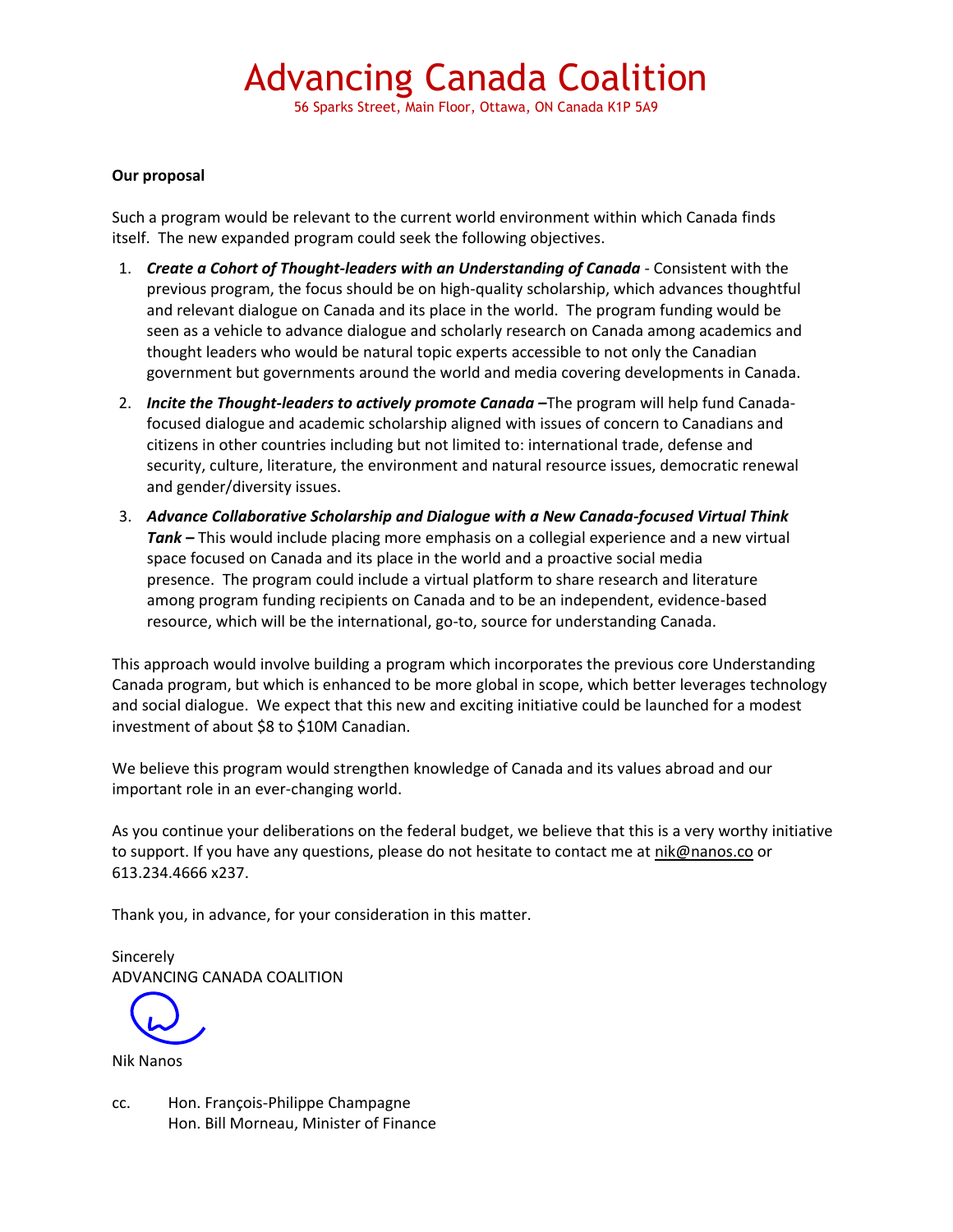# Advancing Canada Coalition

56 Sparks Street, Main Floor, Ottawa, ON Canada K1P 5A9

**Our proposal**

Such a program would be relevant to the current world environment within which Canada finds itself. The new expanded program could seek the following objectives.

1. ***Create a Cohort of Thought-leaders with an Understanding of Canada*** - Consistent with the previous program, the focus should be on high-quality scholarship, which advances thoughtful and relevant dialogue on Canada and its place in the world. The program funding would be seen as a vehicle to advance dialogue and scholarly research on Canada among academics and thought leaders who would be natural topic experts accessible to not only the Canadian government but governments around the world and media covering developments in Canada.
2. ***Incite the Thought-leaders to actively promote Canada*** **–**The program will help fund Canada-focused dialogue and academic scholarship aligned with issues of concern to Canadians and citizens in other countries including but not limited to: international trade, defense and security, culture, literature, the environment and natural resource issues, democratic renewal and gender/diversity issues.
3. ***Advance Collaborative Scholarship and Dialogue with a New Canada-focused Virtual Think Tank*** **–** This would include placing more emphasis on a collegial experience and a new virtual space focused on Canada and its place in the world and a proactive social media presence. The program could include a virtual platform to share research and literature among program funding recipients on Canada and to be an independent, evidence-based resource, which will be the international, go-to, source for understanding Canada.

This approach would involve building a program which incorporates the previous core Understanding Canada program, but which is enhanced to be more global in scope, which better leverages technology and social dialogue. We expect that this new and exciting initiative could be launched for a modest investment of about $8 to $10M Canadian.

We believe this program would strengthen knowledge of Canada and its values abroad and our important role in an ever-changing world.

As you continue your deliberations on the federal budget, we believe that this is a very worthy initiative to support. If you have any questions, please do not hesitate to contact me at nik@nanos.co or 613.234.4666 x237.

Thank you, in advance, for your consideration in this matter.

Sincerely
ADVANCING CANADA COALITION

Nik Nanos

cc. Hon. François-Philippe Champagne
Hon. Bill Morneau, Minister of Finance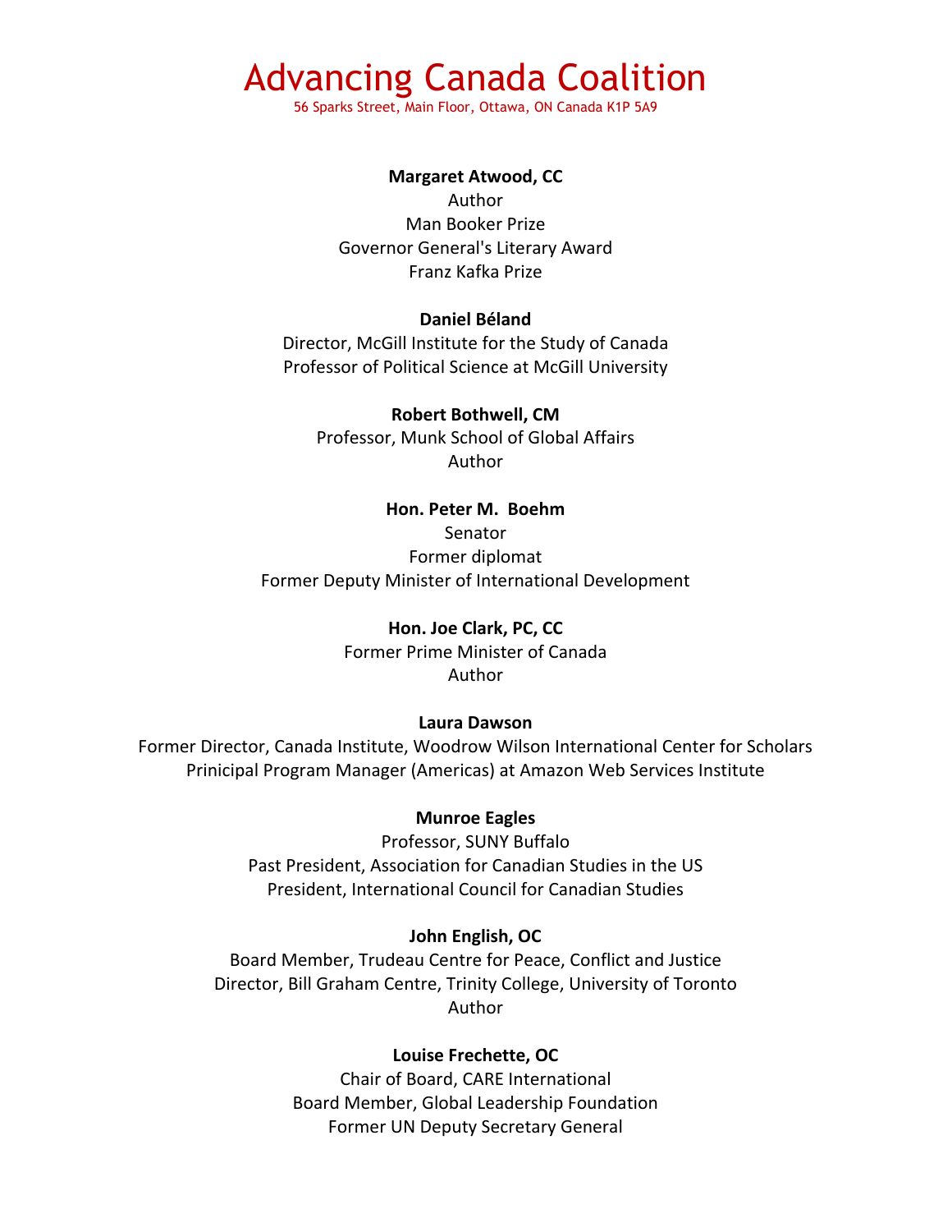# Advancing Canada Coalition

56 Sparks Street, Main Floor, Ottawa, ON Canada K1P 5A9

**Margaret Atwood, CC**
Author
Man Booker Prize
Governor General's Literary Award
Franz Kafka Prize

**Daniel Béland**
Director, McGill Institute for the Study of Canada
Professor of Political Science at McGill University

**Robert Bothwell, CM**
Professor, Munk School of Global Affairs
Author

**Hon. Peter M. Boehm**
Senator
Former diplomat
Former Deputy Minister of International Development

**Hon. Joe Clark, PC, CC**
Former Prime Minister of Canada
Author

**Laura Dawson**
Former Director, Canada Institute, Woodrow Wilson International Center for Scholars
Prinicipal Program Manager (Americas) at Amazon Web Services Institute

**Munroe Eagles**
Professor, SUNY Buffalo
Past President, Association for Canadian Studies in the US
President, International Council for Canadian Studies

**John English, OC**
Board Member, Trudeau Centre for Peace, Conflict and Justice
Director, Bill Graham Centre, Trinity College, University of Toronto
Author

**Louise Frechette, OC**
Chair of Board, CARE International
Board Member, Global Leadership Foundation
Former UN Deputy Secretary General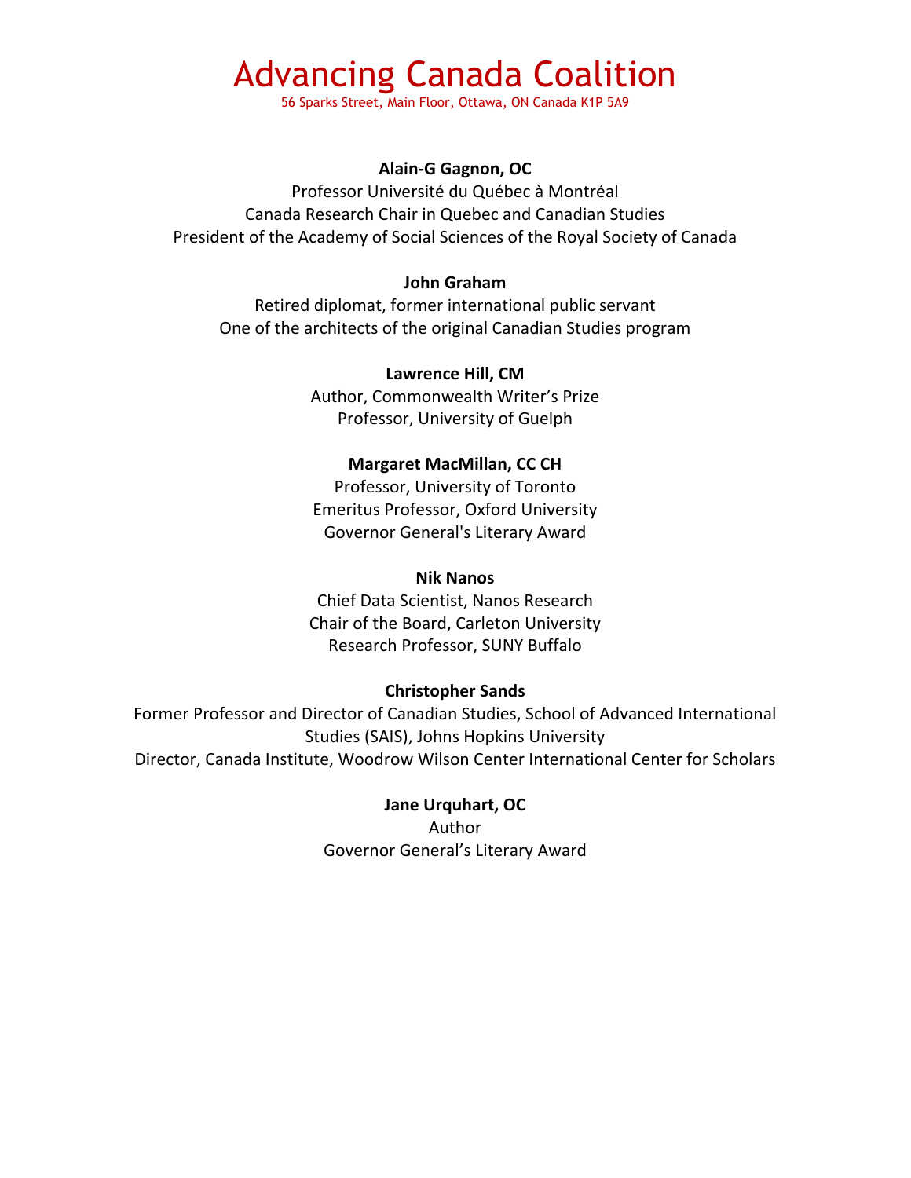# Advancing Canada Coalition

56 Sparks Street, Main Floor, Ottawa, ON Canada K1P 5A9

**Alain-G Gagnon, OC**
Professor Université du Québec à Montréal
Canada Research Chair in Quebec and Canadian Studies
President of the Academy of Social Sciences of the Royal Society of Canada

**John Graham**
Retired diplomat, former international public servant
One of the architects of the original Canadian Studies program

**Lawrence Hill, CM**
Author, Commonwealth Writer's Prize
Professor, University of Guelph

**Margaret MacMillan, CC CH**
Professor, University of Toronto
Emeritus Professor, Oxford University
Governor General's Literary Award

**Nik Nanos**
Chief Data Scientist, Nanos Research
Chair of the Board, Carleton University
Research Professor, SUNY Buffalo

**Christopher Sands**
Former Professor and Director of Canadian Studies, School of Advanced International Studies (SAIS), Johns Hopkins University
Director, Canada Institute, Woodrow Wilson Center International Center for Scholars

**Jane Urquhart, OC**
Author
Governor General's Literary Award